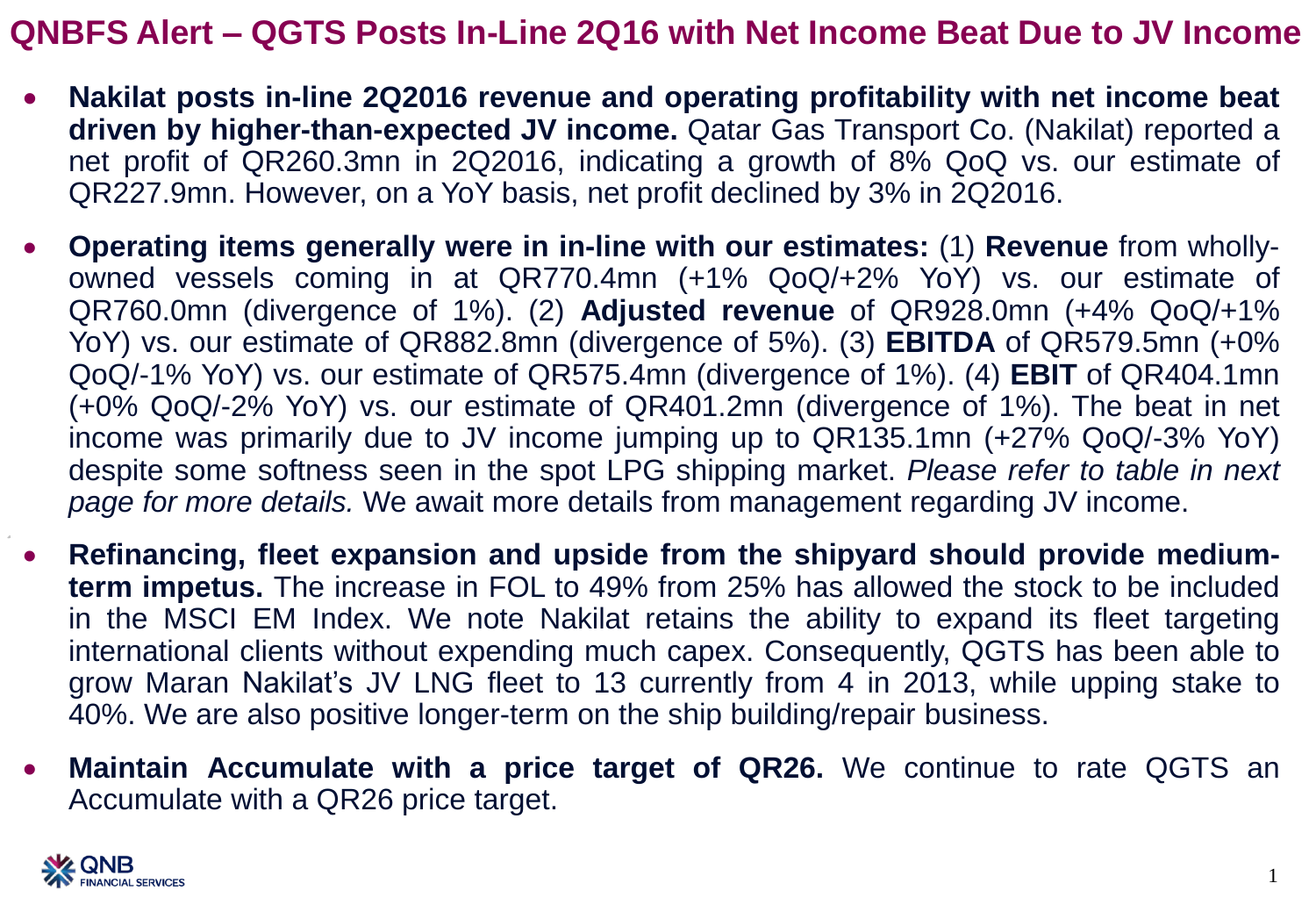# QNBFS Alert – QGTS Posts In-Line 2Q16 with Net Income Beat Due to JV Income

- **Nakilat posts in-line 2Q2016 revenue and operating profitability with net income beat driven by higher-than-expected JV income.** Qatar Gas Transport Co. (Nakilat) reported a net profit of QR260.3mn in 2Q2016, indicating a growth of 8% QoQ vs. our estimate of QR227.9mn. However, on a YoY basis, net profit declined by 3% in 2Q2016.

- **Operating items generally were in in-line with our estimates:** (1) **Revenue** from wholly-owned vessels coming in at QR770.4mn (+1% QoQ/+2% YoY) vs. our estimate of QR760.0mn (divergence of 1%). (2) **Adjusted revenue** of QR928.0mn (+4% QoQ/+1% YoY) vs. our estimate of QR882.8mn (divergence of 5%). (3) **EBITDA** of QR579.5mn (+0% QoQ/-1% YoY) vs. our estimate of QR575.4mn (divergence of 1%). (4) **EBIT** of QR404.1mn (+0% QoQ/-2% YoY) vs. our estimate of QR401.2mn (divergence of 1%). The beat in net income was primarily due to JV income jumping up to QR135.1mn (+27% QoQ/-3% YoY) despite some softness seen in the spot LPG shipping market. *Please refer to table in next page for more details.* We await more details from management regarding JV income.

- **Refinancing, fleet expansion and upside from the shipyard should provide medium-term impetus.** The increase in FOL to 49% from 25% has allowed the stock to be included in the MSCI EM Index. We note Nakilat retains the ability to expand its fleet targeting international clients without expending much capex. Consequently, QGTS has been able to grow Maran Nakilat's JV LNG fleet to 13 currently from 4 in 2013, while upping stake to 40%. We are also positive longer-term on the ship building/repair business.

- **Maintain Accumulate with a price target of QR26.** We continue to rate QGTS an Accumulate with a QR26 price target.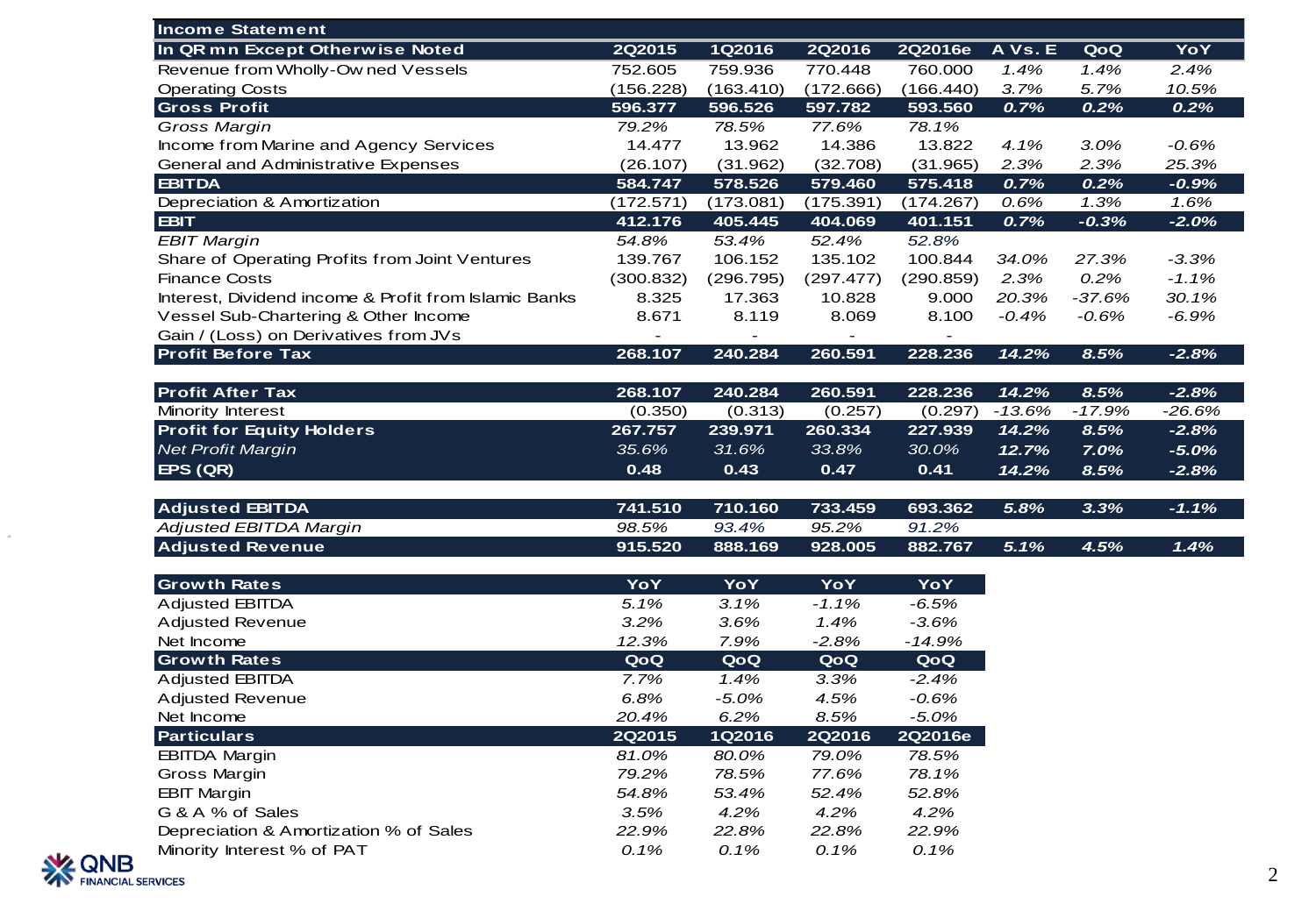| Income Statement | | | | | | | |
|---|---|---|---|---|---|---|---|
| **In QR mn Except Otherwise Noted** | **2Q2015** | **1Q2016** | **2Q2016** | **2Q2016e** | **A Vs. E** | **QoQ** | **YoY** |
| Revenue from Wholly-Owned Vessels | 752.605 | 759.936 | 770.448 | 760.000 | *1.4%* | *1.4%* | *2.4%* |
| Operating Costs | (156.228) | (163.410) | (172.666) | (166.440) | *3.7%* | *5.7%* | *10.5%* |
| **Gross Profit** | **596.377** | **596.526** | **597.782** | **593.560** | ***0.7%*** | ***0.2%*** | ***0.2%*** |
| *Gross Margin* | *79.2%* | *78.5%* | *77.6%* | *78.1%* | | | |
| Income from Marine and Agency Services | 14.477 | 13.962 | 14.386 | 13.822 | *4.1%* | *3.0%* | *-0.6%* |
| General and Administrative Expenses | (26.107) | (31.962) | (32.708) | (31.965) | *2.3%* | *2.3%* | *25.3%* |
| **EBITDA** | **584.747** | **578.526** | **579.460** | **575.418** | ***0.7%*** | ***0.2%*** | ***-0.9%*** |
| Depreciation & Amortization | (172.571) | (173.081) | (175.391) | (174.267) | *0.6%* | *1.3%* | *1.6%* |
| **EBIT** | **412.176** | **405.445** | **404.069** | **401.151** | ***0.7%*** | ***-0.3%*** | ***-2.0%*** |
| *EBIT Margin* | *54.8%* | *53.4%* | *52.4%* | *52.8%* | | | |
| Share of Operating Profits from Joint Ventures | 139.767 | 106.152 | 135.102 | 100.844 | *34.0%* | *27.3%* | *-3.3%* |
| Finance Costs | (300.832) | (296.795) | (297.477) | (290.859) | *2.3%* | *0.2%* | *-1.1%* |
| Interest, Dividend income & Profit from Islamic Banks | 8.325 | 17.363 | 10.828 | 9.000 | *20.3%* | *-37.6%* | *30.1%* |
| Vessel Sub-Chartering & Other Income | 8.671 | 8.119 | 8.069 | 8.100 | *-0.4%* | *-0.6%* | *-6.9%* |
| Gain / (Loss) on Derivatives from JVs | - | - | - | - | | | |
| **Profit Before Tax** | **268.107** | **240.284** | **260.591** | **228.236** | ***14.2%*** | ***8.5%*** | ***-2.8%*** |
| | | | | | | | |
| **Profit After Tax** | **268.107** | **240.284** | **260.591** | **228.236** | ***14.2%*** | ***8.5%*** | ***-2.8%*** |
| Minority Interest | (0.350) | (0.313) | (0.257) | (0.297) | *-13.6%* | *-17.9%* | *-26.6%* |
| **Profit for Equity Holders** | **267.757** | **239.971** | **260.334** | **227.939** | ***14.2%*** | ***8.5%*** | ***-2.8%*** |
| *Net Profit Margin* | *35.6%* | *31.6%* | *33.8%* | *30.0%* | ***12.7%*** | ***7.0%*** | ***-5.0%*** |
| **EPS (QR)** | **0.48** | **0.43** | **0.47** | **0.41** | ***14.2%*** | ***8.5%*** | ***-2.8%*** |
| | | | | | | | |
| **Adjusted EBITDA** | **741.510** | **710.160** | **733.459** | **693.362** | ***5.8%*** | ***3.3%*** | ***-1.1%*** |
| *Adjusted EBITDA Margin* | *98.5%* | *93.4%* | *95.2%* | *91.2%* | | | |
| **Adjusted Revenue** | **915.520** | **888.169** | **928.005** | **882.767** | ***5.1%*** | ***4.5%*** | ***1.4%*** |

| Growth Rates | YoY | YoY | YoY | YoY |
|---|---|---|---|---|
| Adjusted EBITDA | *5.1%* | *3.1%* | *-1.1%* | *-6.5%* |
| Adjusted Revenue | *3.2%* | *3.6%* | *1.4%* | *-3.6%* |
| Net Income | *12.3%* | *7.9%* | *-2.8%* | *-14.9%* |
| **Growth Rates** | **QoQ** | **QoQ** | **QoQ** | **QoQ** |
| Adjusted EBITDA | *7.7%* | *1.4%* | *3.3%* | *-2.4%* |
| Adjusted Revenue | *6.8%* | *-5.0%* | *4.5%* | *-0.6%* |
| Net Income | *20.4%* | *6.2%* | *8.5%* | *-5.0%* |
| **Particulars** | **2Q2015** | **1Q2016** | **2Q2016** | **2Q2016e** |
| EBITDA Margin | *81.0%* | *80.0%* | *79.0%* | *78.5%* |
| Gross Margin | *79.2%* | *78.5%* | *77.6%* | *78.1%* |
| EBIT Margin | *54.8%* | *53.4%* | *52.4%* | *52.8%* |
| G & A % of Sales | *3.5%* | *4.2%* | *4.2%* | *4.2%* |
| Depreciation & Amortization % of Sales | *22.9%* | *22.8%* | *22.8%* | *22.9%* |
| Minority Interest % of PAT | *0.1%* | *0.1%* | *0.1%* | *0.1%* |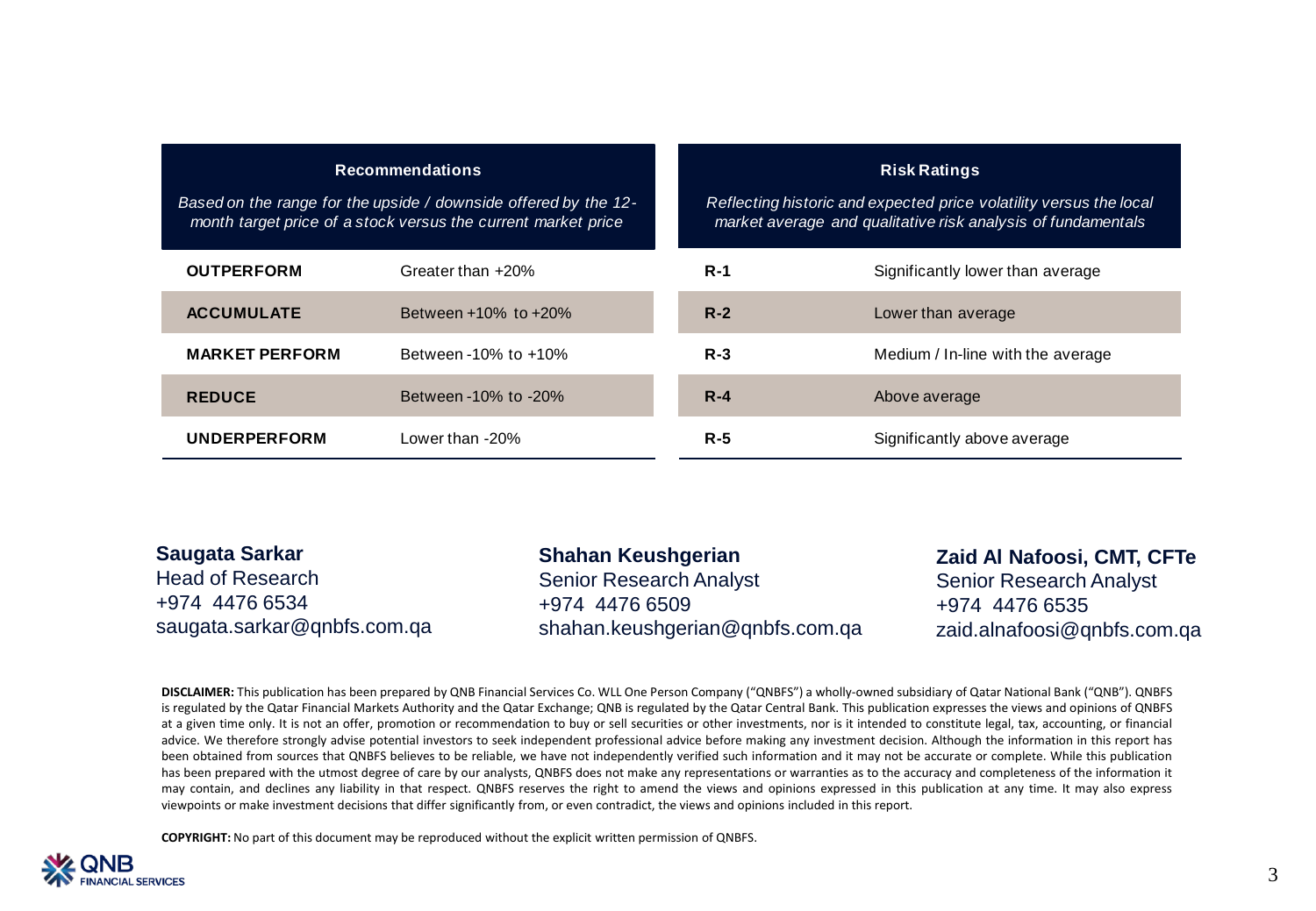| Recommendations<br>*Based on the range for the upside / downside offered by the 12-month target price of a stock versus the current market price* | |
|---|---|
| **OUTPERFORM** | Greater than +20% |
| **ACCUMULATE** | Between +10% to +20% |
| **MARKET PERFORM** | Between -10% to +10% |
| **REDUCE** | Between -10% to -20% |
| **UNDERPERFORM** | Lower than -20% |

| Risk Ratings<br>*Reflecting historic and expected price volatility versus the local market average and qualitative risk analysis of fundamentals* | |
|---|---|
| **R-1** | Significantly lower than average |
| **R-2** | Lower than average |
| **R-3** | Medium / In-line with the average |
| **R-4** | Above average |
| **R-5** | Significantly above average |

**Saugata Sarkar**
Head of Research
+974 4476 6534
saugata.sarkar@qnbfs.com.qa

**Shahan Keushgerian**
Senior Research Analyst
+974 4476 6509
shahan.keushgerian@qnbfs.com.qa

**Zaid Al Nafoosi, CMT, CFTe**
Senior Research Analyst
+974 4476 6535
zaid.alnafoosi@qnbfs.com.qa

**DISCLAIMER:** This publication has been prepared by QNB Financial Services Co. WLL One Person Company ("QNBFS") a wholly-owned subsidiary of Qatar National Bank ("QNB"). QNBFS is regulated by the Qatar Financial Markets Authority and the Qatar Exchange; QNB is regulated by the Qatar Central Bank. This publication expresses the views and opinions of QNBFS at a given time only. It is not an offer, promotion or recommendation to buy or sell securities or other investments, nor is it intended to constitute legal, tax, accounting, or financial advice. We therefore strongly advise potential investors to seek independent professional advice before making any investment decision. Although the information in this report has been obtained from sources that QNBFS believes to be reliable, we have not independently verified such information and it may not be accurate or complete. While this publication has been prepared with the utmost degree of care by our analysts, QNBFS does not make any representations or warranties as to the accuracy and completeness of the information it may contain, and declines any liability in that respect. QNBFS reserves the right to amend the views and opinions expressed in this publication at any time. It may also express viewpoints or make investment decisions that differ significantly from, or even contradict, the views and opinions included in this report.

**COPYRIGHT:** No part of this document may be reproduced without the explicit written permission of QNBFS.

QNB FINANCIAL SERVICES